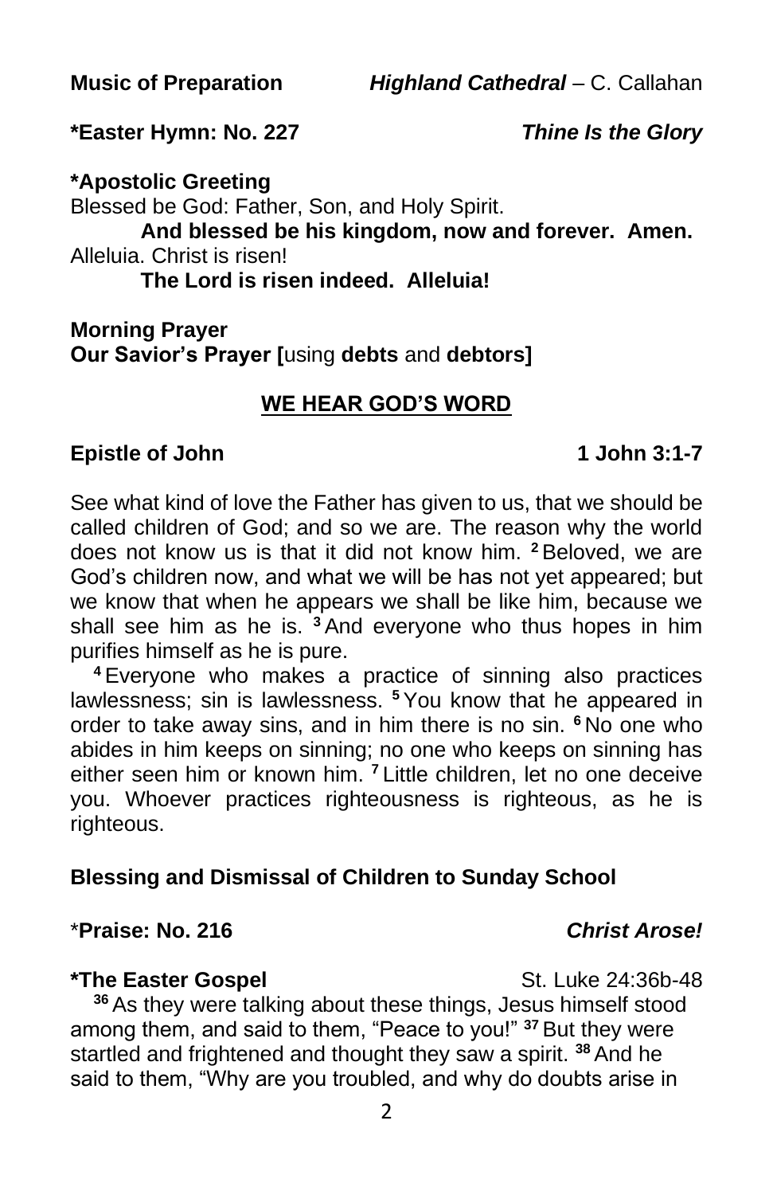**Music of Preparation** ***Highland Cathedral*** – C. Callahan

**\*Easter Hymn: No. 227** ***Thine Is the Glory***

**\*Apostolic Greeting**

Blessed be God: Father, Son, and Holy Spirit.

**And blessed be his kingdom, now and forever. Amen.**

Alleluia. Christ is risen!

**The Lord is risen indeed. Alleluia!**

**Morning Prayer**

**Our Savior's Prayer [**using **debts** and **debtors]**

## WE HEAR GOD'S WORD

**Epistle of John** **1 John 3:1-7**

See what kind of love the Father has given to us, that we should be called children of God; and so we are. The reason why the world does not know us is that it did not know him. [2] Beloved, we are God's children now, and what we will be has not yet appeared; but we know that when he appears we shall be like him, because we shall see him as he is. [3] And everyone who thus hopes in him purifies himself as he is pure.

[4] Everyone who makes a practice of sinning also practices lawlessness; sin is lawlessness. [5] You know that he appeared in order to take away sins, and in him there is no sin. [6] No one who abides in him keeps on sinning; no one who keeps on sinning has either seen him or known him. [7] Little children, let no one deceive you. Whoever practices righteousness is righteous, as he is righteous.

**Blessing and Dismissal of Children to Sunday School**

\***Praise: No. 216** ***Christ Arose!***

**\*The Easter Gospel** St. Luke 24:36b-48

[36] As they were talking about these things, Jesus himself stood among them, and said to them, "Peace to you!" [37] But they were startled and frightened and thought they saw a spirit. [38] And he said to them, "Why are you troubled, and why do doubts arise in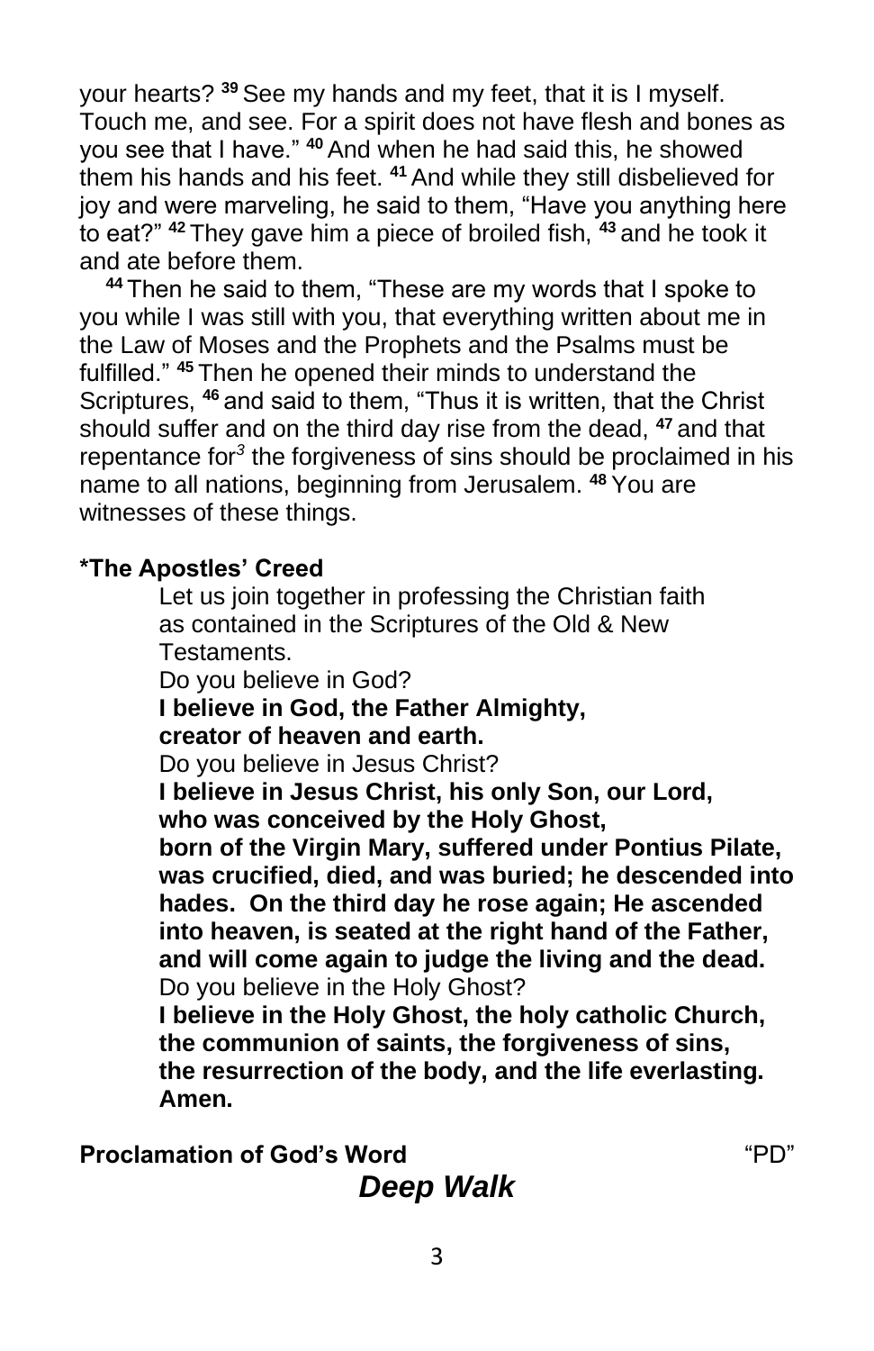your hearts? [39] See my hands and my feet, that it is I myself. Touch me, and see. For a spirit does not have flesh and bones as you see that I have." [40] And when he had said this, he showed them his hands and his feet. [41] And while they still disbelieved for joy and were marveling, he said to them, "Have you anything here to eat?" [42] They gave him a piece of broiled fish, [43] and he took it and ate before them.

[44] Then he said to them, "These are my words that I spoke to you while I was still with you, that everything written about me in the Law of Moses and the Prophets and the Psalms must be fulfilled." [45] Then he opened their minds to understand the Scriptures, [46] and said to them, "Thus it is written, that the Christ should suffer and on the third day rise from the dead, [47] and that repentance for[3] the forgiveness of sins should be proclaimed in his name to all nations, beginning from Jerusalem. [48] You are witnesses of these things.

**\*The Apostles' Creed**

Let us join together in professing the Christian faith as contained in the Scriptures of the Old & New Testaments.

Do you believe in God?

**I believe in God, the Father Almighty,**
**creator of heaven and earth.**

Do you believe in Jesus Christ?

**I believe in Jesus Christ, his only Son, our Lord,**
**who was conceived by the Holy Ghost,**
**born of the Virgin Mary, suffered under Pontius Pilate, was crucified, died, and was buried; he descended into hades. On the third day he rose again; He ascended into heaven, is seated at the right hand of the Father, and will come again to judge the living and the dead.**

Do you believe in the Holy Ghost?

**I believe in the Holy Ghost, the holy catholic Church,**
**the communion of saints, the forgiveness of sins,**
**the resurrection of the body, and the life everlasting.**
**Amen.**

**Proclamation of God's Word** "PD"

***Deep Walk***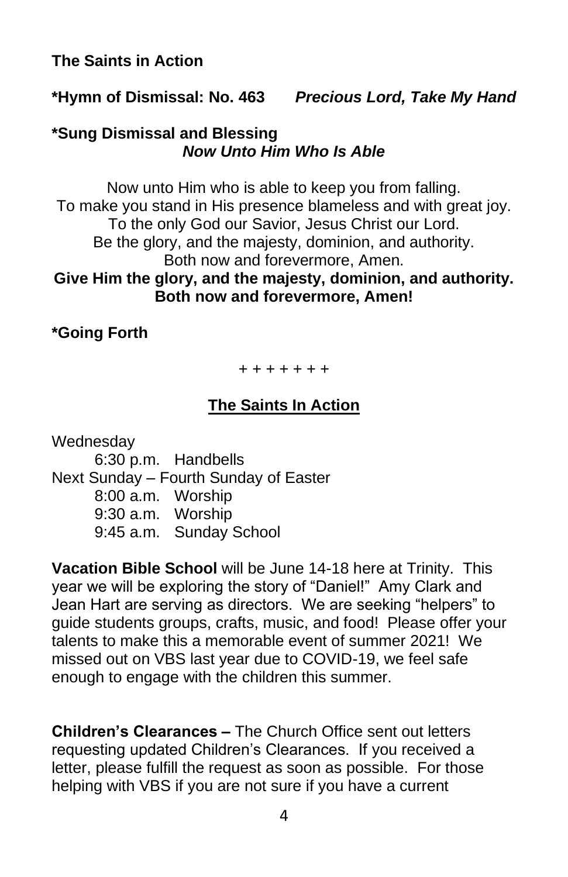**The Saints in Action**

**\*Hymn of Dismissal: No. 463** ***Precious Lord, Take My Hand***

**\*Sung Dismissal and Blessing**
***Now Unto Him Who Is Able***

Now unto Him who is able to keep you from falling.
To make you stand in His presence blameless and with great joy.
To the only God our Savior, Jesus Christ our Lord.
Be the glory, and the majesty, dominion, and authority.
Both now and forevermore, Amen.
**Give Him the glory, and the majesty, dominion, and authority.**
**Both now and forevermore, Amen!**

**\*Going Forth**

\+ + + + + + +

## The Saints In Action

Wednesday
- 6:30 p.m. Handbells

Next Sunday – Fourth Sunday of Easter
- 8:00 a.m. Worship
- 9:30 a.m. Worship
- 9:45 a.m. Sunday School

**Vacation Bible School** will be June 14-18 here at Trinity. This year we will be exploring the story of "Daniel!" Amy Clark and Jean Hart are serving as directors. We are seeking "helpers" to guide students groups, crafts, music, and food! Please offer your talents to make this a memorable event of summer 2021! We missed out on VBS last year due to COVID-19, we feel safe enough to engage with the children this summer.

**Children's Clearances –** The Church Office sent out letters requesting updated Children's Clearances. If you received a letter, please fulfill the request as soon as possible. For those helping with VBS if you are not sure if you have a current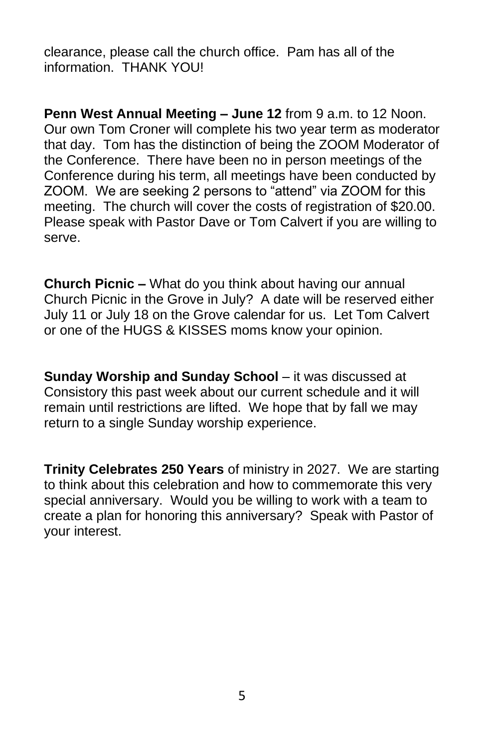clearance, please call the church office. Pam has all of the information. THANK YOU!

**Penn West Annual Meeting – June 12** from 9 a.m. to 12 Noon. Our own Tom Croner will complete his two year term as moderator that day. Tom has the distinction of being the ZOOM Moderator of the Conference. There have been no in person meetings of the Conference during his term, all meetings have been conducted by ZOOM. We are seeking 2 persons to "attend" via ZOOM for this meeting. The church will cover the costs of registration of $20.00. Please speak with Pastor Dave or Tom Calvert if you are willing to serve.

**Church Picnic –** What do you think about having our annual Church Picnic in the Grove in July? A date will be reserved either July 11 or July 18 on the Grove calendar for us. Let Tom Calvert or one of the HUGS & KISSES moms know your opinion.

**Sunday Worship and Sunday School** – it was discussed at Consistory this past week about our current schedule and it will remain until restrictions are lifted. We hope that by fall we may return to a single Sunday worship experience.

**Trinity Celebrates 250 Years** of ministry in 2027. We are starting to think about this celebration and how to commemorate this very special anniversary. Would you be willing to work with a team to create a plan for honoring this anniversary? Speak with Pastor of your interest.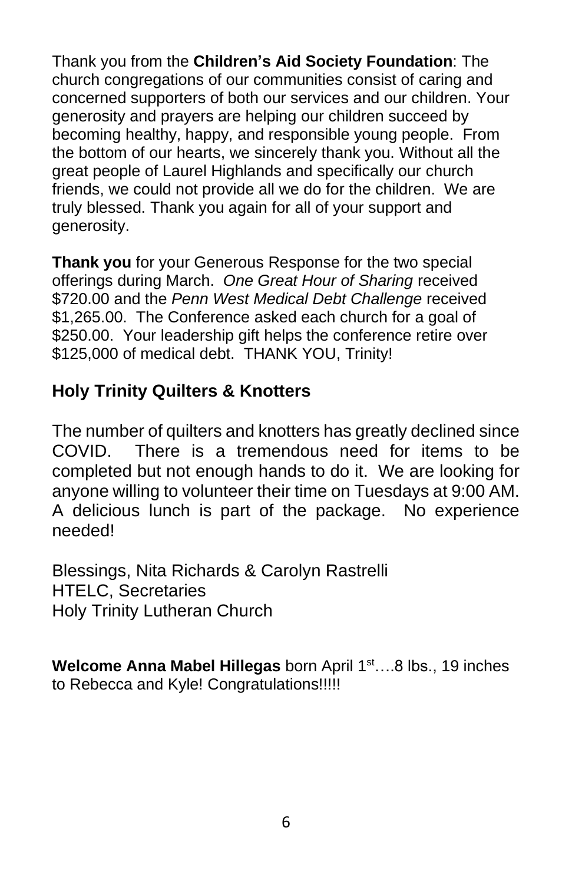Thank you from the **Children's Aid Society Foundation**: The church congregations of our communities consist of caring and concerned supporters of both our services and our children. Your generosity and prayers are helping our children succeed by becoming healthy, happy, and responsible young people. From the bottom of our hearts, we sincerely thank you. Without all the great people of Laurel Highlands and specifically our church friends, we could not provide all we do for the children. We are truly blessed. Thank you again for all of your support and generosity.

**Thank you** for your Generous Response for the two special offerings during March. *One Great Hour of Sharing* received $720.00 and the *Penn West Medical Debt Challenge* received $1,265.00. The Conference asked each church for a goal of $250.00. Your leadership gift helps the conference retire over $125,000 of medical debt. THANK YOU, Trinity!

## Holy Trinity Quilters & Knotters

The number of quilters and knotters has greatly declined since COVID. There is a tremendous need for items to be completed but not enough hands to do it. We are looking for anyone willing to volunteer their time on Tuesdays at 9:00 AM. A delicious lunch is part of the package. No experience needed!

Blessings, Nita Richards & Carolyn Rastrelli
HTELC, Secretaries
Holy Trinity Lutheran Church

**Welcome Anna Mabel Hillegas** born April 1st….8 lbs., 19 inches to Rebecca and Kyle! Congratulations!!!!!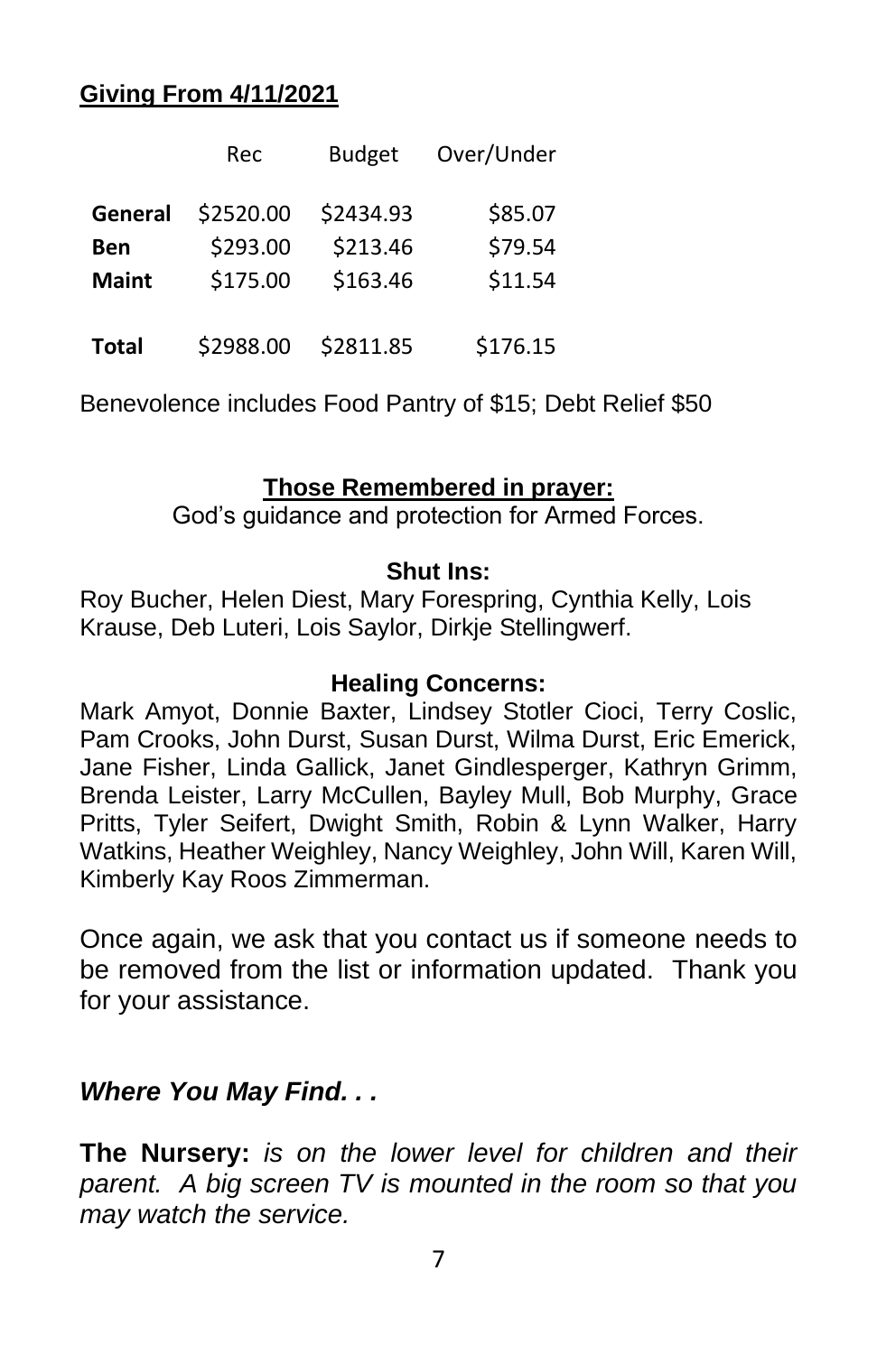**Giving From 4/11/2021**

| | Rec | Budget | Over/Under |
|---|---|---|---|
| **General** | $2520.00 | $2434.93 | $85.07 |
| **Ben** | $293.00 | $213.46 | $79.54 |
| **Maint** | $175.00 | $163.46 | $11.54 |
| **Total** | $2988.00 | $2811.85 | $176.15 |

Benevolence includes Food Pantry of $15; Debt Relief $50

**Those Remembered in prayer:**

God's guidance and protection for Armed Forces.

**Shut Ins:**

Roy Bucher, Helen Diest, Mary Forespring, Cynthia Kelly, Lois Krause, Deb Luteri, Lois Saylor, Dirkje Stellingwerf.

**Healing Concerns:**

Mark Amyot, Donnie Baxter, Lindsey Stotler Cioci, Terry Coslic, Pam Crooks, John Durst, Susan Durst, Wilma Durst, Eric Emerick, Jane Fisher, Linda Gallick, Janet Gindlesperger, Kathryn Grimm, Brenda Leister, Larry McCullen, Bayley Mull, Bob Murphy, Grace Pritts, Tyler Seifert, Dwight Smith, Robin & Lynn Walker, Harry Watkins, Heather Weighley, Nancy Weighley, John Will, Karen Will, Kimberly Kay Roos Zimmerman.

Once again, we ask that you contact us if someone needs to be removed from the list or information updated. Thank you for your assistance.

***Where You May Find. . .***

**The Nursery:** *is on the lower level for children and their parent. A big screen TV is mounted in the room so that you may watch the service.*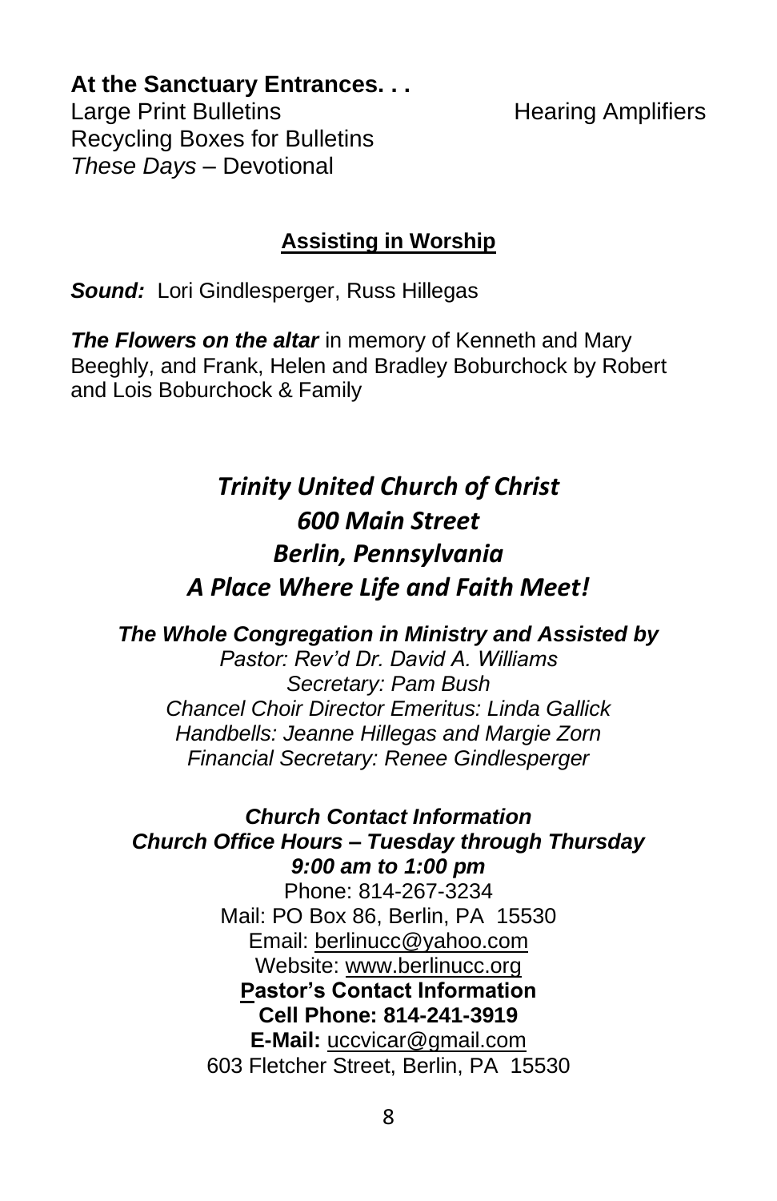**At the Sanctuary Entrances. . .**

Large Print Bulletins

Hearing Amplifiers

Recycling Boxes for Bulletins

*These Days* – Devotional

## Assisting in Worship

***Sound:*** Lori Gindlesperger, Russ Hillegas

***The Flowers on the altar*** in memory of Kenneth and Mary Beeghly, and Frank, Helen and Bradley Boburchock by Robert and Lois Boburchock & Family

## *Trinity United Church of Christ*
## *600 Main Street*
## *Berlin, Pennsylvania*
## *A Place Where Life and Faith Meet!*

***The Whole Congregation in Ministry and Assisted by***

*Pastor: Rev'd Dr. David A. Williams*

*Secretary: Pam Bush*

*Chancel Choir Director Emeritus: Linda Gallick*

*Handbells: Jeanne Hillegas and Margie Zorn*

*Financial Secretary: Renee Gindlesperger*

***Church Contact Information***

***Church Office Hours – Tuesday through Thursday***

***9:00 am to 1:00 pm***

Phone: 814-267-3234

Mail: PO Box 86, Berlin, PA 15530

Email: berlinucc@yahoo.com

Website: www.berlinucc.org

**Pastor's Contact Information**

**Cell Phone: 814-241-3919**

**E-Mail:** uccvicar@gmail.com

603 Fletcher Street, Berlin, PA 15530